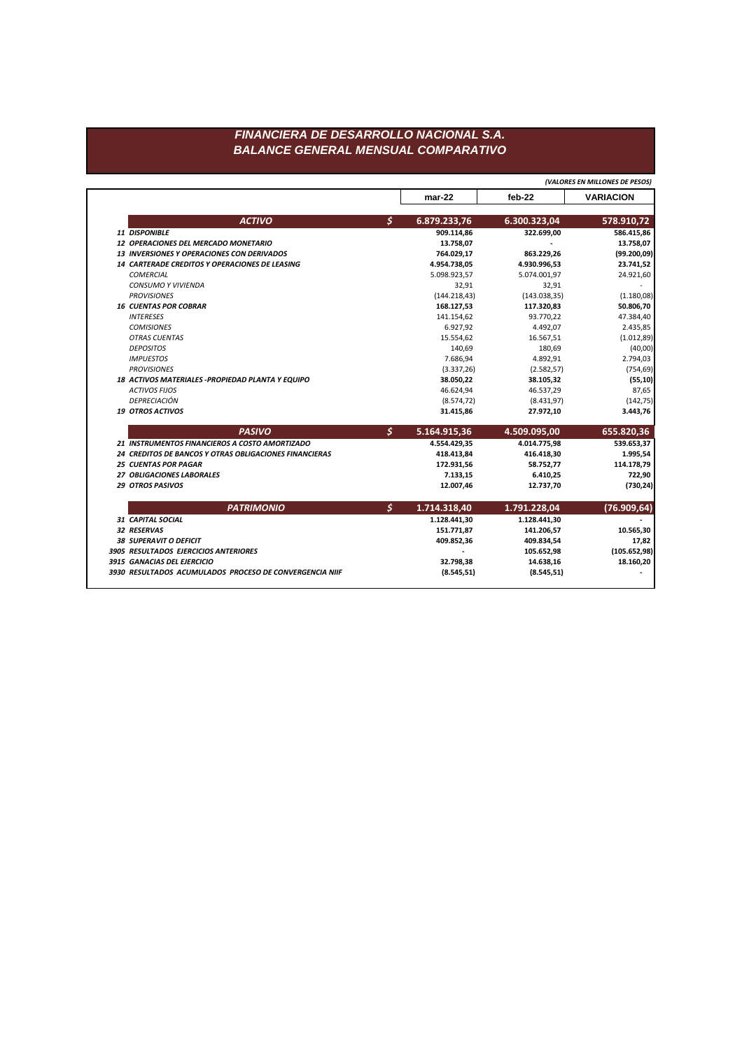# FINANCIERA DE DESARROLLO NACIONAL S.A.
## BALANCE GENERAL MENSUAL COMPARATIVO

*(VALORES EN MILLONES DE PESOS)*

| | | mar-22 | feb-22 | VARIACION |
|---|---|---|---|---|
| **ACTIVO** | $ | **6.879.233,76** | **6.300.323,04** | **578.910,72** |
| **11 DISPONIBLE** | | **909.114,86** | **322.699,00** | **586.415,86** |
| **12 OPERACIONES DEL MERCADO MONETARIO** | | **13.758,07** | **-** | **13.758,07** |
| **13 INVERSIONES Y OPERACIONES CON DERIVADOS** | | **764.029,17** | **863.229,26** | **(99.200,09)** |
| **14 CARTERADE CREDITOS Y OPERACIONES DE LEASING** | | **4.954.738,05** | **4.930.996,53** | **23.741,52** |
| *COMERCIAL* | | 5.098.923,57 | 5.074.001,97 | 24.921,60 |
| *CONSUMO Y VIVIENDA* | | 32,91 | 32,91 | - |
| *PROVISIONES* | | (144.218,43) | (143.038,35) | (1.180,08) |
| **16 CUENTAS POR COBRAR** | | **168.127,53** | **117.320,83** | **50.806,70** |
| *INTERESES* | | 141.154,62 | 93.770,22 | 47.384,40 |
| *COMISIONES* | | 6.927,92 | 4.492,07 | 2.435,85 |
| *OTRAS CUENTAS* | | 15.554,62 | 16.567,51 | (1.012,89) |
| *DEPOSITOS* | | 140,69 | 180,69 | (40,00) |
| *IMPUESTOS* | | 7.686,94 | 4.892,91 | 2.794,03 |
| *PROVISIONES* | | (3.337,26) | (2.582,57) | (754,69) |
| **18 ACTIVOS MATERIALES -PROPIEDAD PLANTA Y EQUIPO** | | **38.050,22** | **38.105,32** | **(55,10)** |
| *ACTIVOS FIJOS* | | 46.624,94 | 46.537,29 | 87,65 |
| *DEPRECIACIÓN* | | (8.574,72) | (8.431,97) | (142,75) |
| **19 OTROS ACTIVOS** | | **31.415,86** | **27.972,10** | **3.443,76** |
| **PASIVO** | $ | **5.164.915,36** | **4.509.095,00** | **655.820,36** |
| **21 INSTRUMENTOS FINANCIEROS A COSTO AMORTIZADO** | | **4.554.429,35** | **4.014.775,98** | **539.653,37** |
| **24 CREDITOS DE BANCOS Y OTRAS OBLIGACIONES FINANCIERAS** | | **418.413,84** | **416.418,30** | **1.995,54** |
| **25 CUENTAS POR PAGAR** | | **172.931,56** | **58.752,77** | **114.178,79** |
| **27 OBLIGACIONES LABORALES** | | **7.133,15** | **6.410,25** | **722,90** |
| **29 OTROS PASIVOS** | | **12.007,46** | **12.737,70** | **(730,24)** |
| **PATRIMONIO** | $ | **1.714.318,40** | **1.791.228,04** | **(76.909,64)** |
| **31 CAPITAL SOCIAL** | | **1.128.441,30** | **1.128.441,30** | **-** |
| **32 RESERVAS** | | **151.771,87** | **141.206,57** | **10.565,30** |
| **38 SUPERAVIT O DEFICIT** | | **409.852,36** | **409.834,54** | **17,82** |
| **3905 RESULTADOS EJERCICIOS ANTERIORES** | | **-** | **105.652,98** | **(105.652,98)** |
| **3915 GANACIAS DEL EJERCICIO** | | **32.798,38** | **14.638,16** | **18.160,20** |
| **3930 RESULTADOS ACUMULADOS PROCESO DE CONVERGENCIA NIIF** | | **(8.545,51)** | **(8.545,51)** | **-** |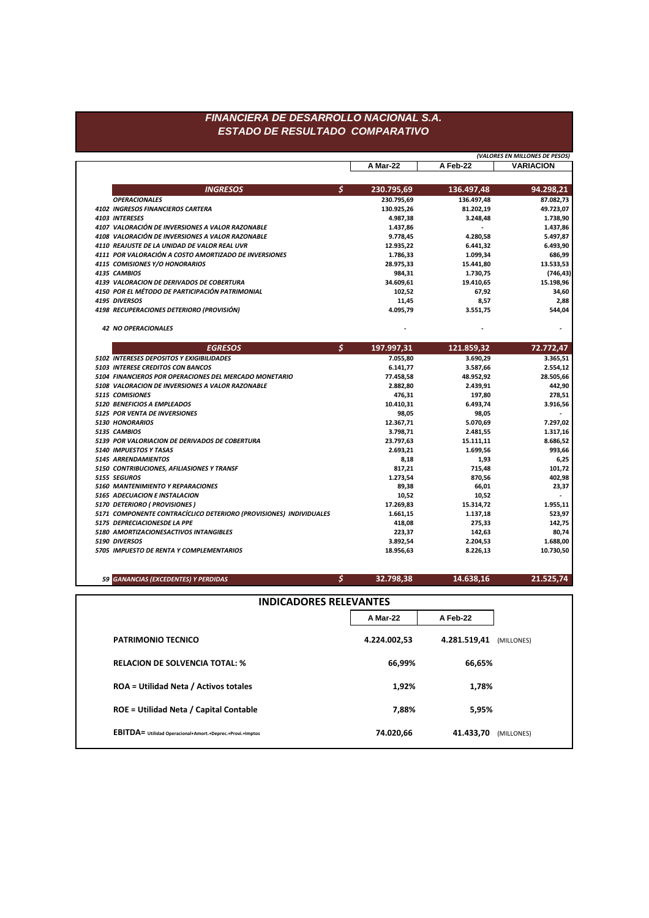# FINANCIERA DE DESARROLLO NACIONAL S.A.
## ESTADO DE RESULTADO COMPARATIVO

*(VALORES EN MILLONES DE PESOS)*

| | | A Mar-22 | A Feb-22 | VARIACION |
|---|---|---|---|---|
| **INGRESOS** | $ | 230.795,69 | 136.497,48 | 94.298,21 |
| *OPERACIONALES* | | 230.795,69 | 136.497,48 | 87.082,73 |
| *4102 INGRESOS FINANCIEROS CARTERA* | | 130.925,26 | 81.202,19 | 49.723,07 |
| *4103 INTERESES* | | 4.987,38 | 3.248,48 | 1.738,90 |
| *4107 VALORACIÓN DE INVERSIONES A VALOR RAZONABLE* | | 1.437,86 | - | 1.437,86 |
| *4108 VALORACIÓN DE INVERSIONES A VALOR RAZONABLE* | | 9.778,45 | 4.280,58 | 5.497,87 |
| *4110 REAJUSTE DE LA UNIDAD DE VALOR REAL UVR* | | 12.935,22 | 6.441,32 | 6.493,90 |
| *4111 POR VALORACIÓN A COSTO AMORTIZADO DE INVERSIONES* | | 1.786,33 | 1.099,34 | 686,99 |
| *4115 COMISIONES Y/O HONORARIOS* | | 28.975,33 | 15.441,80 | 13.533,53 |
| *4135 CAMBIOS* | | 984,31 | 1.730,75 | (746,43) |
| *4139 VALORACION DE DERIVADOS DE COBERTURA* | | 34.609,61 | 19.410,65 | 15.198,96 |
| *4150 POR EL MÉTODO DE PARTICIPACIÓN PATRIMONIAL* | | 102,52 | 67,92 | 34,60 |
| *4195 DIVERSOS* | | 11,45 | 8,57 | 2,88 |
| *4198 RECUPERACIONES DETERIORO (PROVISIÓN)* | | 4.095,79 | 3.551,75 | 544,04 |
| *42 NO OPERACIONALES* | | - | - | - |
| **EGRESOS** | $ | 197.997,31 | 121.859,32 | 72.772,47 |
| *5102 INTERESES DEPOSITOS Y EXIGIBILIDADES* | | 7.055,80 | 3.690,29 | 3.365,51 |
| *5103 INTERESE CREDITOS CON BANCOS* | | 6.141,77 | 3.587,66 | 2.554,12 |
| *5104 FINANCIEROS POR OPERACIONES DEL MERCADO MONETARIO* | | 77.458,58 | 48.952,92 | 28.505,66 |
| *5108 VALORACION DE INVERSIONES A VALOR RAZONABLE* | | 2.882,80 | 2.439,91 | 442,90 |
| *5115 COMISIONES* | | 476,31 | 197,80 | 278,51 |
| *5120 BENEFICIOS A EMPLEADOS* | | 10.410,31 | 6.493,74 | 3.916,56 |
| *5125 POR VENTA DE INVERSIONES* | | 98,05 | 98,05 | - |
| *5130 HONORARIOS* | | 12.367,71 | 5.070,69 | 7.297,02 |
| *5135 CAMBIOS* | | 3.798,71 | 2.481,55 | 1.317,16 |
| *5139 POR VALORIACION DE DERIVADOS DE COBERTURA* | | 23.797,63 | 15.111,11 | 8.686,52 |
| *5140 IMPUESTOS Y TASAS* | | 2.693,21 | 1.699,56 | 993,66 |
| *5145 ARRENDAMIENTOS* | | 8,18 | 1,93 | 6,25 |
| *5150 CONTRIBUCIONES, AFILIASIONES Y TRANSF* | | 817,21 | 715,48 | 101,72 |
| *5155 SEGUROS* | | 1.273,54 | 870,56 | 402,98 |
| *5160 MANTENIMIENTO Y REPARACIONES* | | 89,38 | 66,01 | 23,37 |
| *5165 ADECUACION E INSTALACION* | | 10,52 | 10,52 | - |
| *5170 DETERIORO ( PROVISIONES )* | | 17.269,83 | 15.314,72 | 1.955,11 |
| *5171 COMPONENTE CONTRACÍCLICO DETERIORO (PROVISIONES) INDIVIDUALES* | | 1.661,15 | 1.137,18 | 523,97 |
| *5175 DEPRECIACIONESDE LA PPE* | | 418,08 | 275,33 | 142,75 |
| *5180 AMORTIZACIONESACTIVOS INTANGIBLES* | | 223,37 | 142,63 | 80,74 |
| *5190 DIVERSOS* | | 3.892,54 | 2.204,53 | 1.688,00 |
| *5705 IMPUESTO DE RENTA Y COMPLEMENTARIOS* | | 18.956,63 | 8.226,13 | 10.730,50 |
| *59 GANANCIAS (EXCEDENTES) Y PERDIDAS* | $ | 32.798,38 | 14.638,16 | 21.525,74 |

## INDICADORES RELEVANTES

| | A Mar-22 | A Feb-22 | |
|---|---|---|---|
| **PATRIMONIO TECNICO** | 4.224.002,53 | 4.281.519,41 | (MILLONES) |
| **RELACION DE SOLVENCIA TOTAL: %** | 66,99% | 66,65% | |
| **ROA = Utilidad Neta / Activos totales** | 1,92% | 1,78% | |
| **ROE = Utilidad Neta / Capital Contable** | 7,88% | 5,95% | |
| **EBITDA=** Utilidad Operacional+Amort.+Deprec.+Provi.+Imptos | 74.020,66 | 41.433,70 | (MILLONES) |